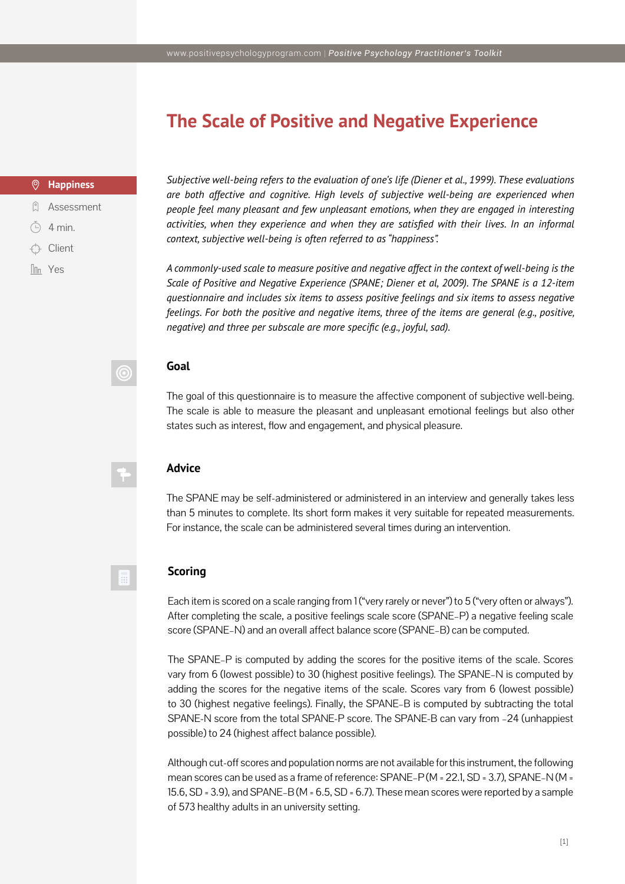# The Scale of Positive and Negative Experience

**Happiness**

Assessment

4 min.

Client

Yes

*Subjective well-being refers to the evaluation of one's life (Diener et al., 1999). These evaluations are both affective and cognitive. High levels of subjective well-being are experienced when people feel many pleasant and few unpleasant emotions, when they are engaged in interesting activities, when they experience and when they are satisfied with their lives. In an informal context, subjective well-being is often referred to as "happiness".*

*A commonly-used scale to measure positive and negative affect in the context of well-being is the Scale of Positive and Negative Experience (SPANE; Diener et al, 2009). The SPANE is a 12-item questionnaire and includes six items to assess positive feelings and six items to assess negative feelings. For both the positive and negative items, three of the items are general (e.g., positive, negative) and three per subscale are more specific (e.g., joyful, sad).*

## Goal

The goal of this questionnaire is to measure the affective component of subjective well-being. The scale is able to measure the pleasant and unpleasant emotional feelings but also other states such as interest, flow and engagement, and physical pleasure.

## Advice

The SPANE may be self-administered or administered in an interview and generally takes less than 5 minutes to complete. Its short form makes it very suitable for repeated measurements. For instance, the scale can be administered several times during an intervention.

## Scoring

Each item is scored on a scale ranging from 1 ("very rarely or never") to 5 ("very often or always"). After completing the scale, a positive feelings scale score (SPANE–P) a negative feeling scale score (SPANE–N) and an overall affect balance score (SPANE–B) can be computed.

The SPANE–P is computed by adding the scores for the positive items of the scale. Scores vary from 6 (lowest possible) to 30 (highest positive feelings). The SPANE–N is computed by adding the scores for the negative items of the scale. Scores vary from 6 (lowest possible) to 30 (highest negative feelings). Finally, the SPANE–B is computed by subtracting the total SPANE-N score from the total SPANE-P score. The SPANE-B can vary from –24 (unhappiest possible) to 24 (highest affect balance possible).

Although cut-off scores and population norms are not available for this instrument, the following mean scores can be used as a frame of reference: SPANE–P ($M = 22.1$, $SD = 3.7$), SPANE–N ($M = 15.6$, $SD = 3.9$), and SPANE–B ($M = 6.5$, $SD = 6.7$). These mean scores were reported by a sample of 573 healthy adults in an university setting.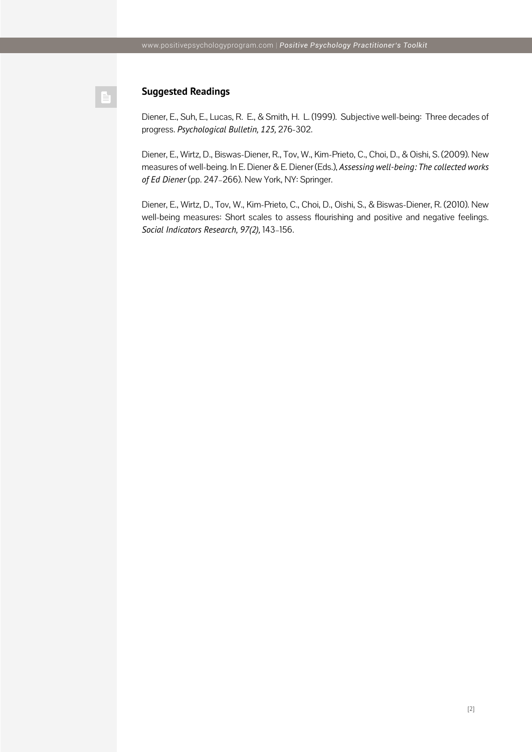## Suggested Readings

Diener, E., Suh, E., Lucas, R. E., & Smith, H. L. (1999). Subjective well-being: Three decades of progress. *Psychological Bulletin, 125,* 276-302.

Diener, E., Wirtz, D., Biswas-Diener, R., Tov, W., Kim-Prieto, C., Choi, D., & Oishi, S. (2009). New measures of well-being. In E. Diener & E. Diener (Eds.), *Assessing well-being: The collected works of Ed Diener* (pp. 247–266). New York, NY: Springer.

Diener, E., Wirtz, D., Tov, W., Kim-Prieto, C., Choi, D., Oishi, S., & Biswas-Diener, R. (2010). New well-being measures: Short scales to assess flourishing and positive and negative feelings. *Social Indicators Research, 97(2),* 143–156.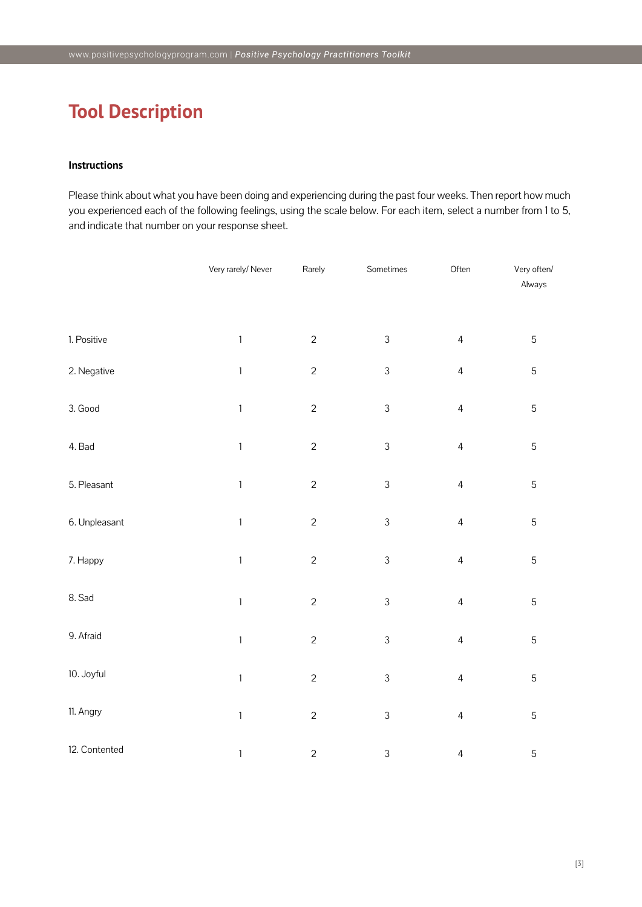# Tool Description

**Instructions**

Please think about what you have been doing and experiencing during the past four weeks. Then report how much you experienced each of the following feelings, using the scale below. For each item, select a number from 1 to 5, and indicate that number on your response sheet.

| | Very rarely/ Never | Rarely | Sometimes | Often | Very often/ Always |
|---|---|---|---|---|---|
| 1. Positive | 1 | 2 | 3 | 4 | 5 |
| 2. Negative | 1 | 2 | 3 | 4 | 5 |
| 3. Good | 1 | 2 | 3 | 4 | 5 |
| 4. Bad | 1 | 2 | 3 | 4 | 5 |
| 5. Pleasant | 1 | 2 | 3 | 4 | 5 |
| 6. Unpleasant | 1 | 2 | 3 | 4 | 5 |
| 7. Happy | 1 | 2 | 3 | 4 | 5 |
| 8. Sad | 1 | 2 | 3 | 4 | 5 |
| 9. Afraid | 1 | 2 | 3 | 4 | 5 |
| 10. Joyful | 1 | 2 | 3 | 4 | 5 |
| 11. Angry | 1 | 2 | 3 | 4 | 5 |
| 12. Contented | 1 | 2 | 3 | 4 | 5 |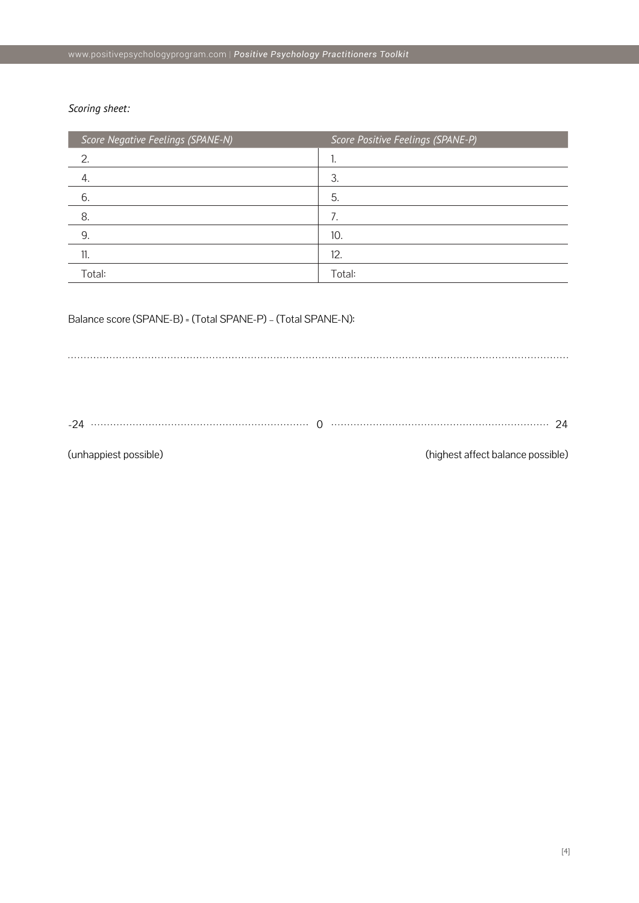*Scoring sheet:*

| *Score Negative Feelings (SPANE-N)* | *Score Positive Feelings (SPANE-P)* |
|---|---|
| 2. | 1. |
| 4. | 3. |
| 6. | 5. |
| 8. | 7. |
| 9. | 10. |
| 11. | 12. |
| Total: | Total: |

Balance score (SPANE-B) = (Total SPANE-P) – (Total SPANE-N):

..............................................................................................................................................................

-24 .................................................................... 0 .................................................................... 24

(unhappiest possible) (highest affect balance possible)